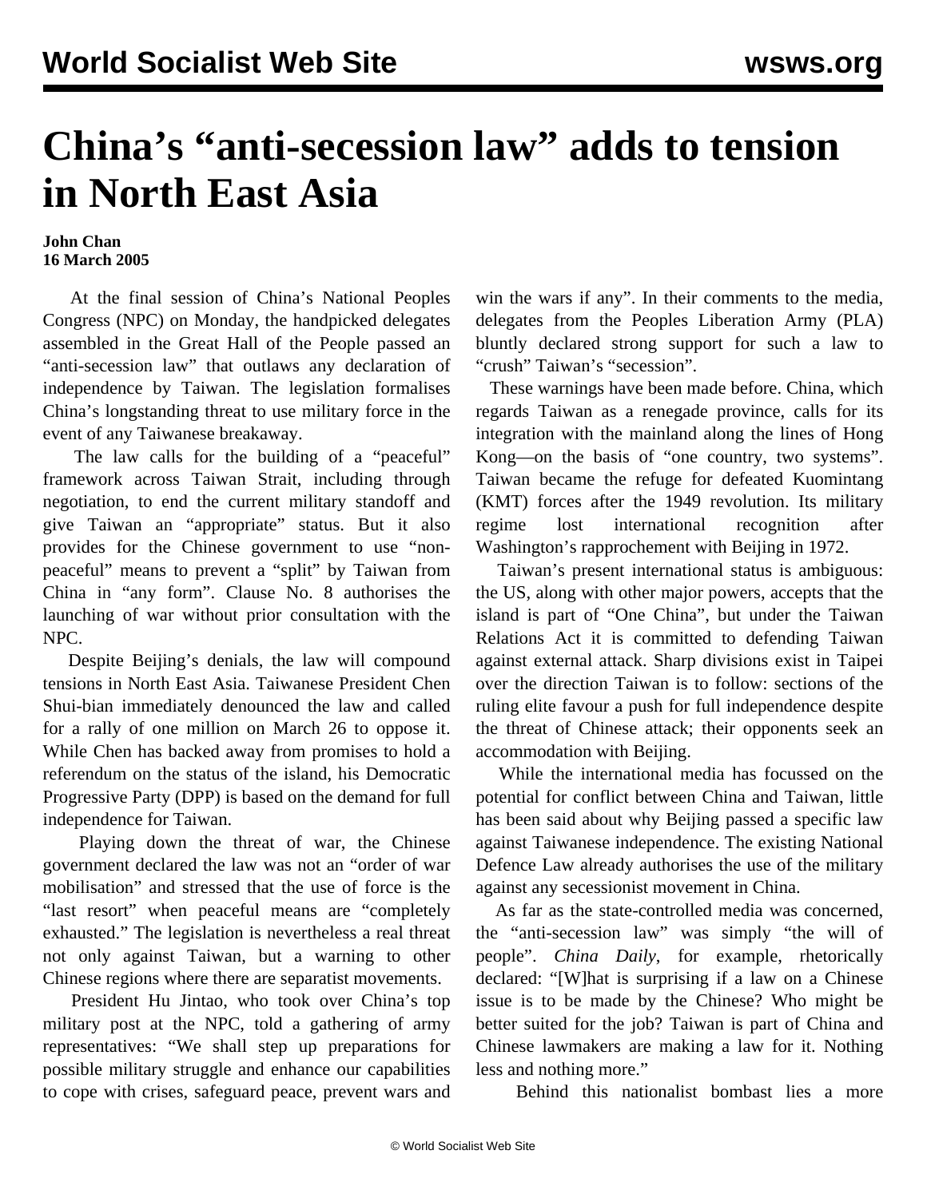# China's "anti-secession law" adds to tension in North East Asia

**John Chan**
**16 March 2005**

At the final session of China's National Peoples Congress (NPC) on Monday, the handpicked delegates assembled in the Great Hall of the People passed an "anti-secession law" that outlaws any declaration of independence by Taiwan. The legislation formalises China's longstanding threat to use military force in the event of any Taiwanese breakaway.

The law calls for the building of a "peaceful" framework across Taiwan Strait, including through negotiation, to end the current military standoff and give Taiwan an "appropriate" status. But it also provides for the Chinese government to use "non-peaceful" means to prevent a "split" by Taiwan from China in "any form". Clause No. 8 authorises the launching of war without prior consultation with the NPC.

Despite Beijing's denials, the law will compound tensions in North East Asia. Taiwanese President Chen Shui-bian immediately denounced the law and called for a rally of one million on March 26 to oppose it. While Chen has backed away from promises to hold a referendum on the status of the island, his Democratic Progressive Party (DPP) is based on the demand for full independence for Taiwan.

Playing down the threat of war, the Chinese government declared the law was not an "order of war mobilisation" and stressed that the use of force is the "last resort" when peaceful means are "completely exhausted." The legislation is nevertheless a real threat not only against Taiwan, but a warning to other Chinese regions where there are separatist movements.

President Hu Jintao, who took over China's top military post at the NPC, told a gathering of army representatives: "We shall step up preparations for possible military struggle and enhance our capabilities to cope with crises, safeguard peace, prevent wars and win the wars if any". In their comments to the media, delegates from the Peoples Liberation Army (PLA) bluntly declared strong support for such a law to "crush" Taiwan's "secession".

These warnings have been made before. China, which regards Taiwan as a renegade province, calls for its integration with the mainland along the lines of Hong Kong—on the basis of "one country, two systems". Taiwan became the refuge for defeated Kuomintang (KMT) forces after the 1949 revolution. Its military regime lost international recognition after Washington's rapprochement with Beijing in 1972.

Taiwan's present international status is ambiguous: the US, along with other major powers, accepts that the island is part of "One China", but under the Taiwan Relations Act it is committed to defending Taiwan against external attack. Sharp divisions exist in Taipei over the direction Taiwan is to follow: sections of the ruling elite favour a push for full independence despite the threat of Chinese attack; their opponents seek an accommodation with Beijing.

While the international media has focussed on the potential for conflict between China and Taiwan, little has been said about why Beijing passed a specific law against Taiwanese independence. The existing National Defence Law already authorises the use of the military against any secessionist movement in China.

As far as the state-controlled media was concerned, the "anti-secession law" was simply "the will of people". *China Daily*, for example, rhetorically declared: "[W]hat is surprising if a law on a Chinese issue is to be made by the Chinese? Who might be better suited for the job? Taiwan is part of China and Chinese lawmakers are making a law for it. Nothing less and nothing more."

Behind this nationalist bombast lies a more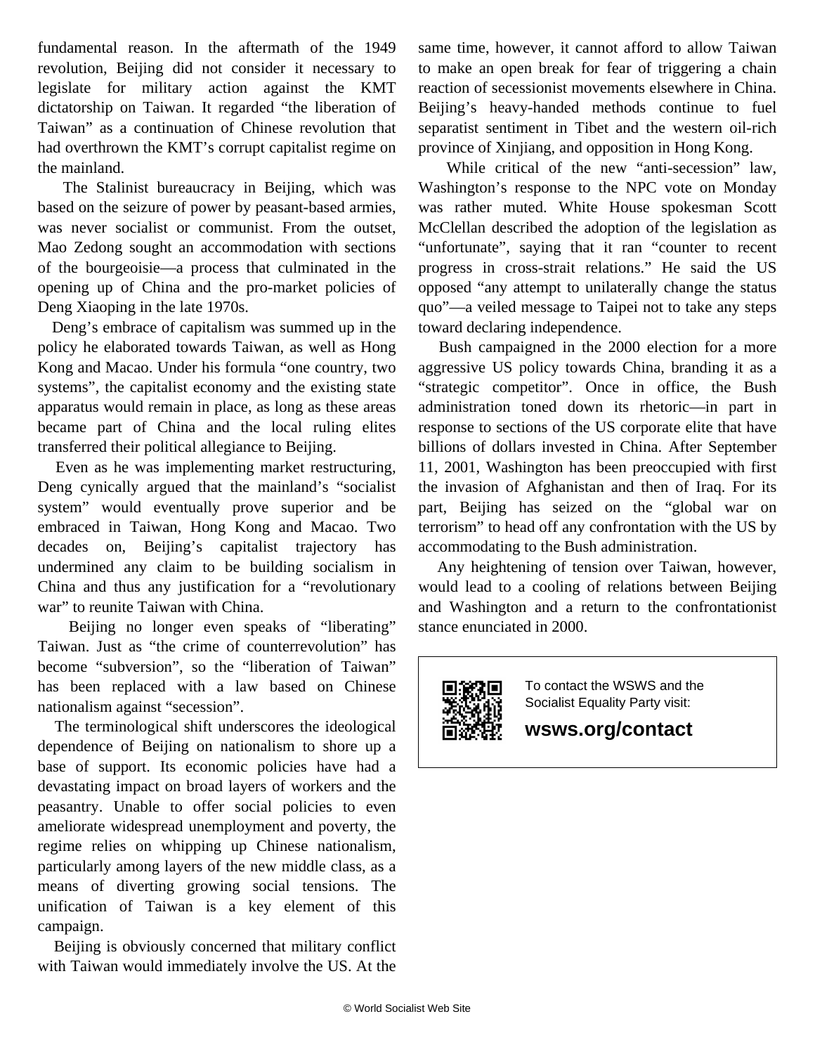fundamental reason. In the aftermath of the 1949 revolution, Beijing did not consider it necessary to legislate for military action against the KMT dictatorship on Taiwan. It regarded "the liberation of Taiwan" as a continuation of Chinese revolution that had overthrown the KMT's corrupt capitalist regime on the mainland.

The Stalinist bureaucracy in Beijing, which was based on the seizure of power by peasant-based armies, was never socialist or communist. From the outset, Mao Zedong sought an accommodation with sections of the bourgeoisie—a process that culminated in the opening up of China and the pro-market policies of Deng Xiaoping in the late 1970s.

Deng's embrace of capitalism was summed up in the policy he elaborated towards Taiwan, as well as Hong Kong and Macao. Under his formula "one country, two systems", the capitalist economy and the existing state apparatus would remain in place, as long as these areas became part of China and the local ruling elites transferred their political allegiance to Beijing.

Even as he was implementing market restructuring, Deng cynically argued that the mainland's "socialist system" would eventually prove superior and be embraced in Taiwan, Hong Kong and Macao. Two decades on, Beijing's capitalist trajectory has undermined any claim to be building socialism in China and thus any justification for a "revolutionary war" to reunite Taiwan with China.

Beijing no longer even speaks of "liberating" Taiwan. Just as "the crime of counterrevolution" has become "subversion", so the "liberation of Taiwan" has been replaced with a law based on Chinese nationalism against "secession".

The terminological shift underscores the ideological dependence of Beijing on nationalism to shore up a base of support. Its economic policies have had a devastating impact on broad layers of workers and the peasantry. Unable to offer social policies to even ameliorate widespread unemployment and poverty, the regime relies on whipping up Chinese nationalism, particularly among layers of the new middle class, as a means of diverting growing social tensions. The unification of Taiwan is a key element of this campaign.

Beijing is obviously concerned that military conflict with Taiwan would immediately involve the US. At the same time, however, it cannot afford to allow Taiwan to make an open break for fear of triggering a chain reaction of secessionist movements elsewhere in China. Beijing's heavy-handed methods continue to fuel separatist sentiment in Tibet and the western oil-rich province of Xinjiang, and opposition in Hong Kong.

While critical of the new "anti-secession" law, Washington's response to the NPC vote on Monday was rather muted. White House spokesman Scott McClellan described the adoption of the legislation as "unfortunate", saying that it ran "counter to recent progress in cross-strait relations." He said the US opposed "any attempt to unilaterally change the status quo"—a veiled message to Taipei not to take any steps toward declaring independence.

Bush campaigned in the 2000 election for a more aggressive US policy towards China, branding it as a "strategic competitor". Once in office, the Bush administration toned down its rhetoric—in part in response to sections of the US corporate elite that have billions of dollars invested in China. After September 11, 2001, Washington has been preoccupied with first the invasion of Afghanistan and then of Iraq. For its part, Beijing has seized on the "global war on terrorism" to head off any confrontation with the US by accommodating to the Bush administration.

Any heightening of tension over Taiwan, however, would lead to a cooling of relations between Beijing and Washington and a return to the confrontationist stance enunciated in 2000.

To contact the WSWS and the Socialist Equality Party visit:

**wsws.org/contact**